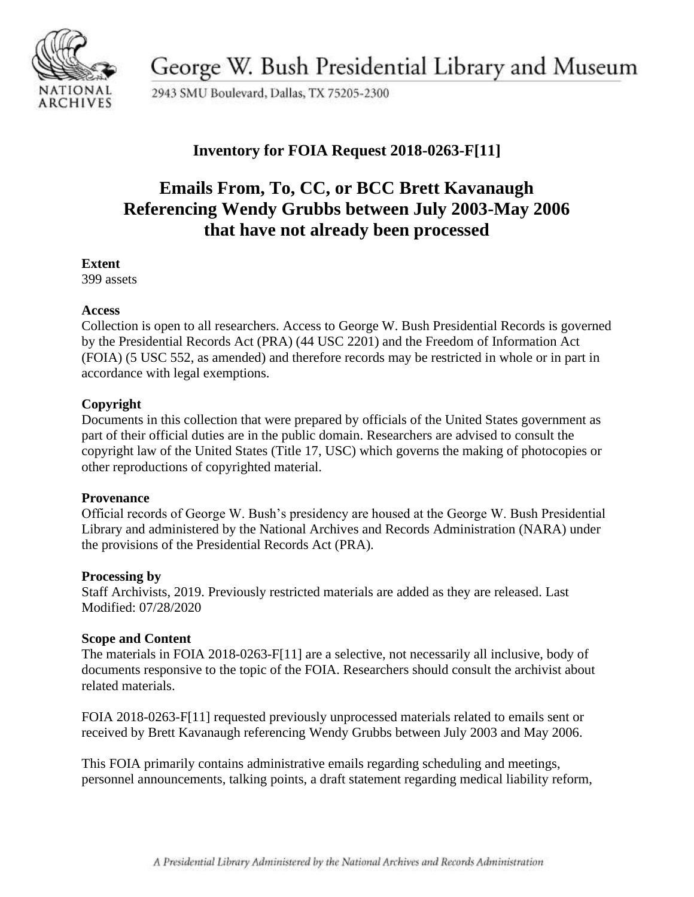George W. Bush Presidential Library and Museum

2943 SMU Boulevard, Dallas, TX 75205-2300

## Inventory for FOIA Request 2018-0263-F[11]

# Emails From, To, CC, or BCC Brett Kavanaugh Referencing Wendy Grubbs between July 2003-May 2006 that have not already been processed

**Extent**
399 assets

**Access**
Collection is open to all researchers. Access to George W. Bush Presidential Records is governed by the Presidential Records Act (PRA) (44 USC 2201) and the Freedom of Information Act (FOIA) (5 USC 552, as amended) and therefore records may be restricted in whole or in part in accordance with legal exemptions.

**Copyright**
Documents in this collection that were prepared by officials of the United States government as part of their official duties are in the public domain. Researchers are advised to consult the copyright law of the United States (Title 17, USC) which governs the making of photocopies or other reproductions of copyrighted material.

**Provenance**
Official records of George W. Bush's presidency are housed at the George W. Bush Presidential Library and administered by the National Archives and Records Administration (NARA) under the provisions of the Presidential Records Act (PRA).

**Processing by**
Staff Archivists, 2019. Previously restricted materials are added as they are released. Last Modified: 07/28/2020

**Scope and Content**
The materials in FOIA 2018-0263-F[11] are a selective, not necessarily all inclusive, body of documents responsive to the topic of the FOIA. Researchers should consult the archivist about related materials.

FOIA 2018-0263-F[11] requested previously unprocessed materials related to emails sent or received by Brett Kavanaugh referencing Wendy Grubbs between July 2003 and May 2006.

This FOIA primarily contains administrative emails regarding scheduling and meetings, personnel announcements, talking points, a draft statement regarding medical liability reform,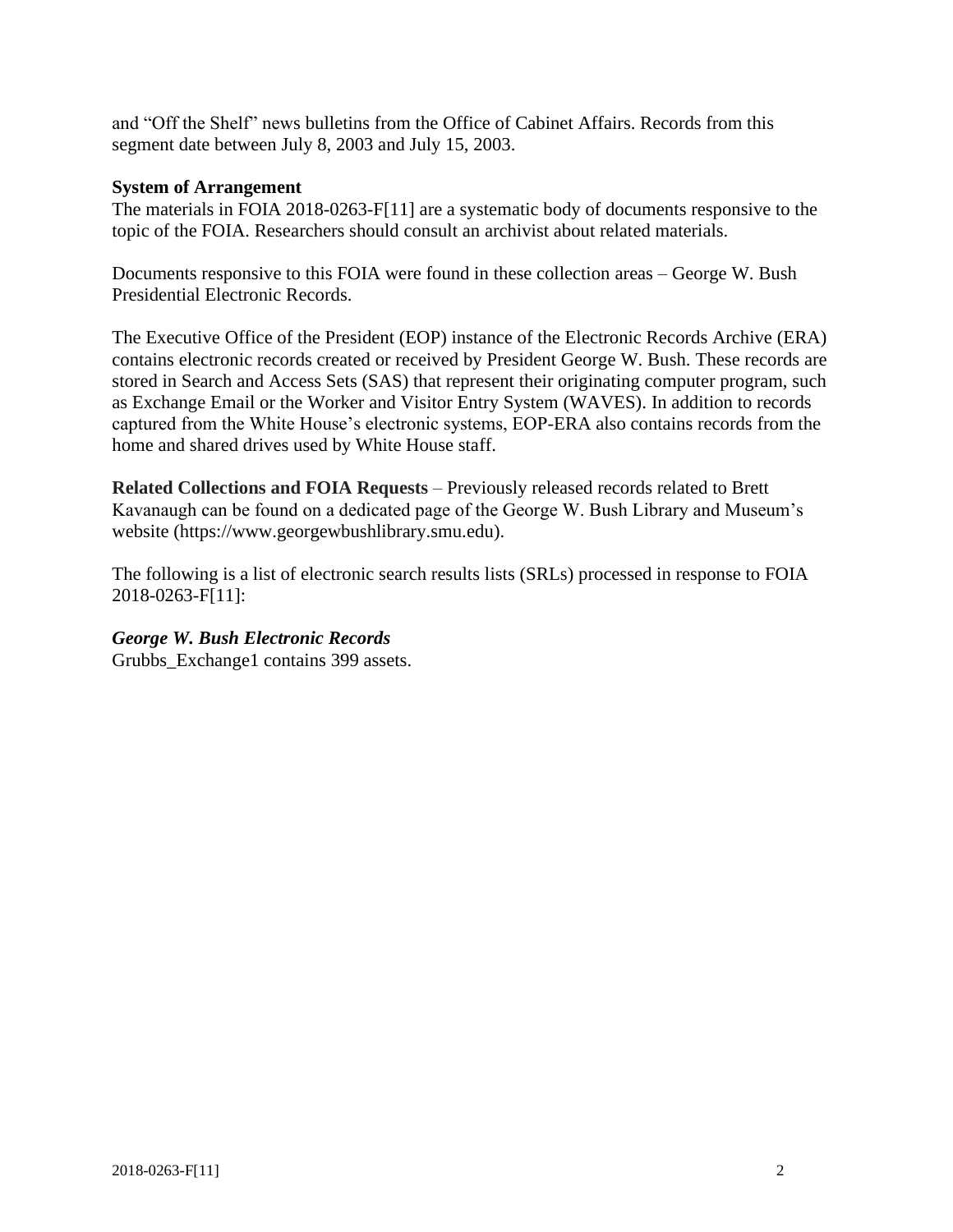and "Off the Shelf" news bulletins from the Office of Cabinet Affairs. Records from this segment date between July 8, 2003 and July 15, 2003.

**System of Arrangement**

The materials in FOIA 2018-0263-F[11] are a systematic body of documents responsive to the topic of the FOIA. Researchers should consult an archivist about related materials.

Documents responsive to this FOIA were found in these collection areas – George W. Bush Presidential Electronic Records.

The Executive Office of the President (EOP) instance of the Electronic Records Archive (ERA) contains electronic records created or received by President George W. Bush. These records are stored in Search and Access Sets (SAS) that represent their originating computer program, such as Exchange Email or the Worker and Visitor Entry System (WAVES). In addition to records captured from the White House's electronic systems, EOP-ERA also contains records from the home and shared drives used by White House staff.

**Related Collections and FOIA Requests** – Previously released records related to Brett Kavanaugh can be found on a dedicated page of the George W. Bush Library and Museum's website (https://www.georgewbushlibrary.smu.edu).

The following is a list of electronic search results lists (SRLs) processed in response to FOIA 2018-0263-F[11]:

***George W. Bush Electronic Records***

Grubbs_Exchange1 contains 399 assets.